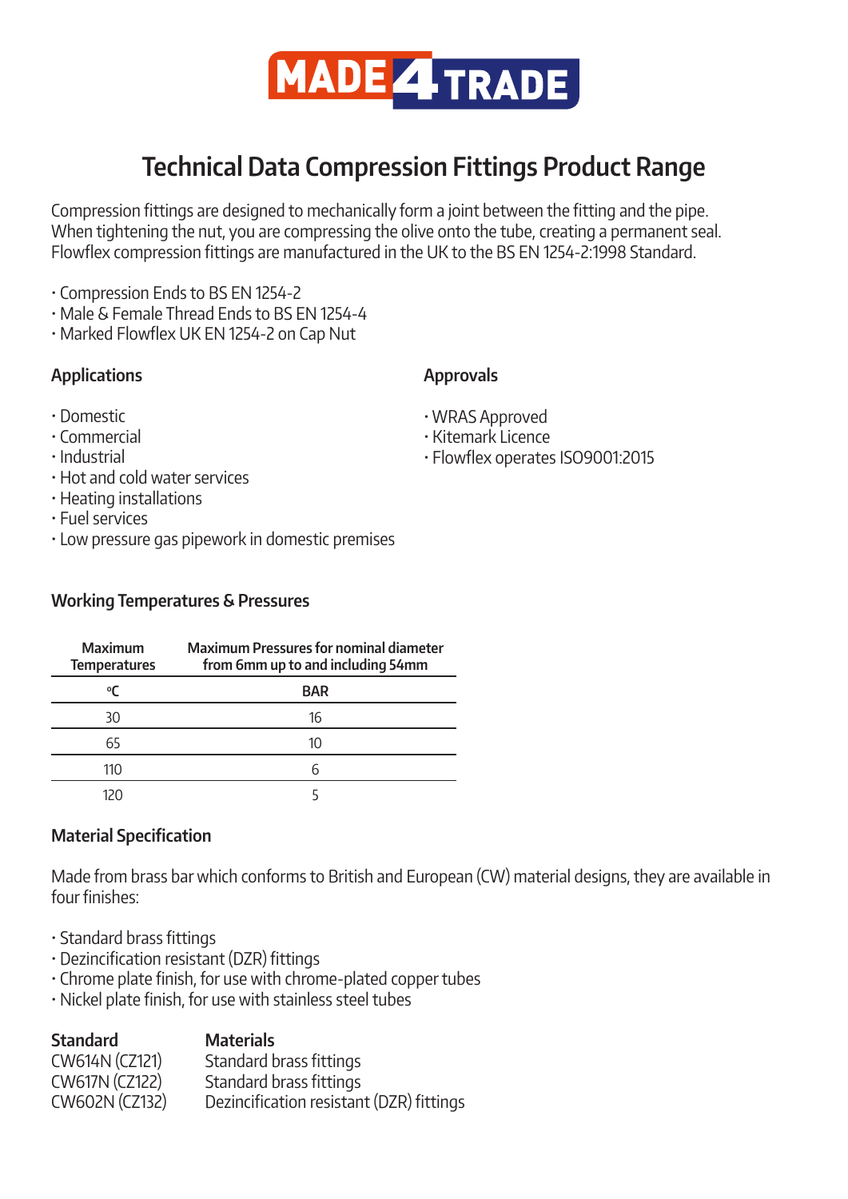MADE 4 TRADE

# Technical Data Compression Fittings Product Range

Compression fittings are designed to mechanically form a joint between the fitting and the pipe. When tightening the nut, you are compressing the olive onto the tube, creating a permanent seal. Flowflex compression fittings are manufactured in the UK to the BS EN 1254-2:1998 Standard.

- Compression Ends to BS EN 1254-2
- Male & Female Thread Ends to BS EN 1254-4
- Marked Flowflex UK EN 1254-2 on Cap Nut

### Applications

- Domestic
- Commercial
- Industrial
- Hot and cold water services
- Heating installations
- Fuel services
- Low pressure gas pipework in domestic premises

### Approvals

- WRAS Approved
- Kitemark Licence
- Flowflex operates ISO9001:2015

### Working Temperatures & Pressures

| Maximum Temperatures | Maximum Pressures for nominal diameter from 6mm up to and including 54mm |
|---|---|
| °C | BAR |
| 30 | 16 |
| 65 | 10 |
| 110 | 6 |
| 120 | 5 |

### Material Specification

Made from brass bar which conforms to British and European (CW) material designs, they are available in four finishes:

- Standard brass fittings
- Dezincification resistant (DZR) fittings
- Chrome plate finish, for use with chrome-plated copper tubes
- Nickel plate finish, for use with stainless steel tubes

| Standard | Materials |
|---|---|
| CW614N (CZ121) | Standard brass fittings |
| CW617N (CZ122) | Standard brass fittings |
| CW602N (CZ132) | Dezincification resistant (DZR) fittings |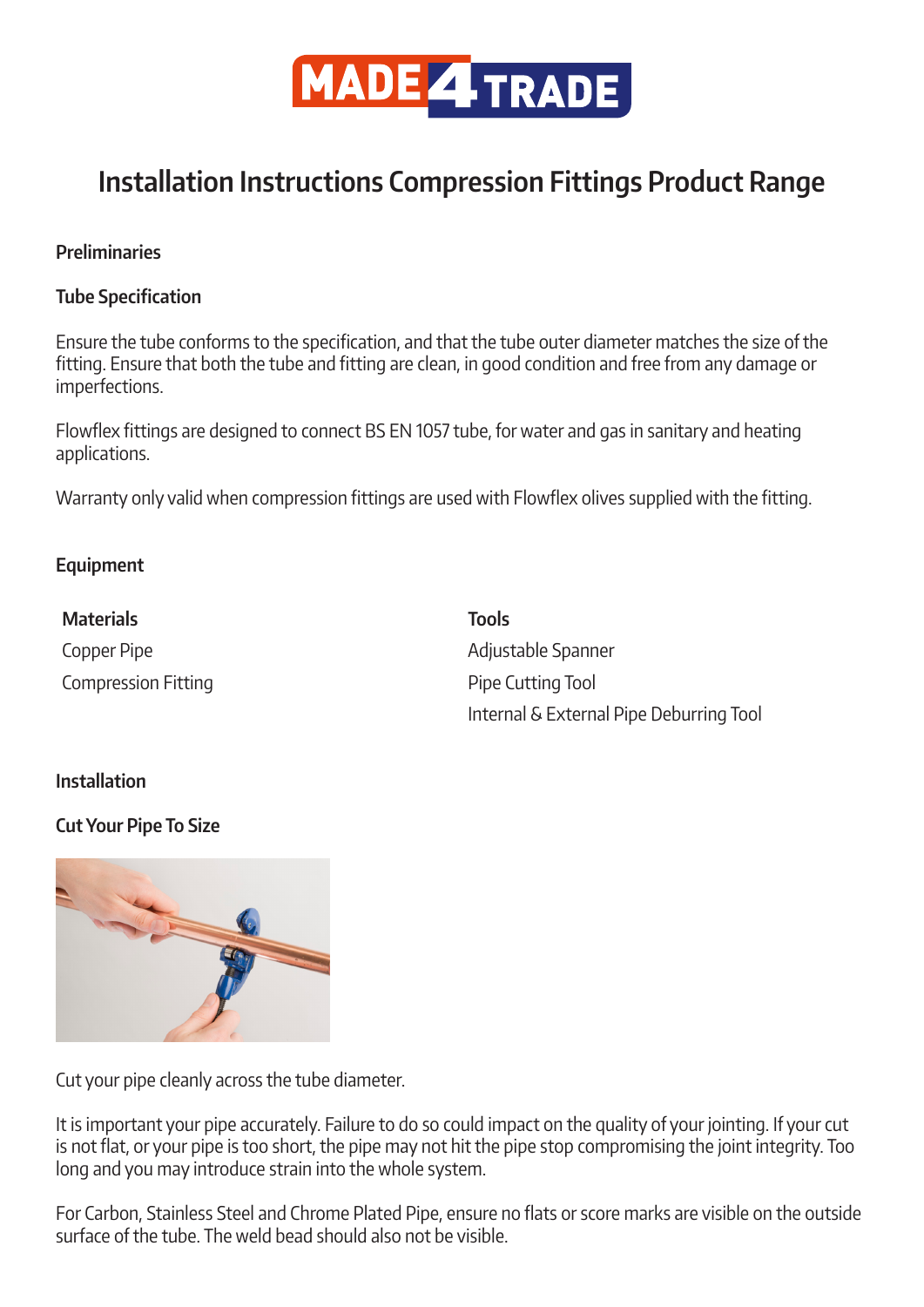# Installation Instructions Compression Fittings Product Range

## Preliminaries

### Tube Specification

Ensure the tube conforms to the specification, and that the tube outer diameter matches the size of the fitting. Ensure that both the tube and fitting are clean, in good condition and free from any damage or imperfections.

Flowflex fittings are designed to connect BS EN 1057 tube, for water and gas in sanitary and heating applications.

Warranty only valid when compression fittings are used with Flowflex olives supplied with the fitting.

## Equipment

**Materials**

- Copper Pipe
- Compression Fitting

**Tools**

- Adjustable Spanner
- Pipe Cutting Tool
- Internal & External Pipe Deburring Tool

## Installation

### Cut Your Pipe To Size

Cut your pipe cleanly across the tube diameter.

It is important your pipe accurately. Failure to do so could impact on the quality of your jointing. If your cut is not flat, or your pipe is too short, the pipe may not hit the pipe stop compromising the joint integrity. Too long and you may introduce strain into the whole system.

For Carbon, Stainless Steel and Chrome Plated Pipe, ensure no flats or score marks are visible on the outside surface of the tube. The weld bead should also not be visible.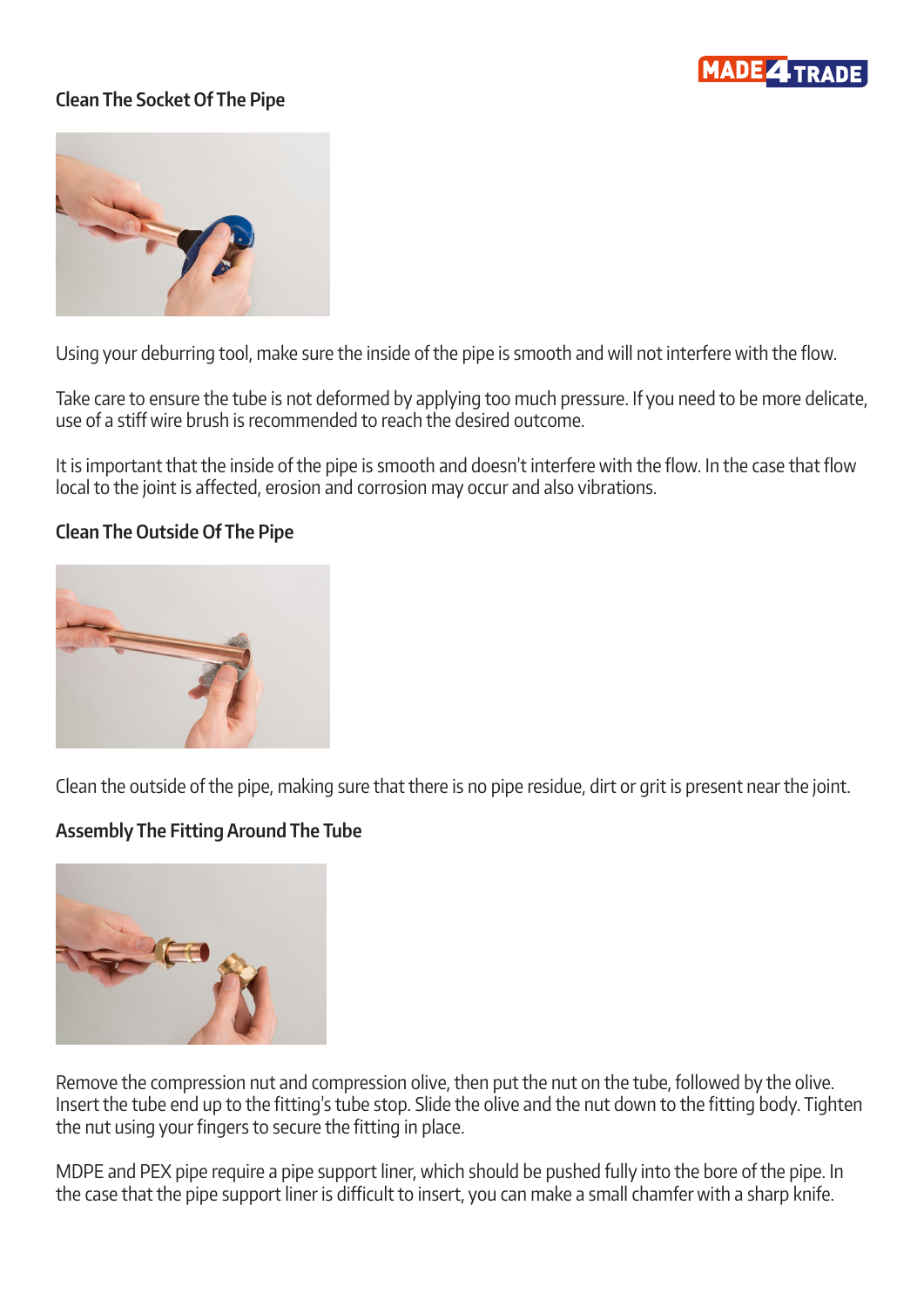## Clean The Socket Of The Pipe

Using your deburring tool, make sure the inside of the pipe is smooth and will not interfere with the flow.

Take care to ensure the tube is not deformed by applying too much pressure. If you need to be more delicate, use of a stiff wire brush is recommended to reach the desired outcome.

It is important that the inside of the pipe is smooth and doesn't interfere with the flow. In the case that flow local to the joint is affected, erosion and corrosion may occur and also vibrations.

## Clean The Outside Of The Pipe

Clean the outside of the pipe, making sure that there is no pipe residue, dirt or grit is present near the joint.

## Assembly The Fitting Around The Tube

Remove the compression nut and compression olive, then put the nut on the tube, followed by the olive. Insert the tube end up to the fitting's tube stop. Slide the olive and the nut down to the fitting body. Tighten the nut using your fingers to secure the fitting in place.

MDPE and PEX pipe require a pipe support liner, which should be pushed fully into the bore of the pipe. In the case that the pipe support liner is difficult to insert, you can make a small chamfer with a sharp knife.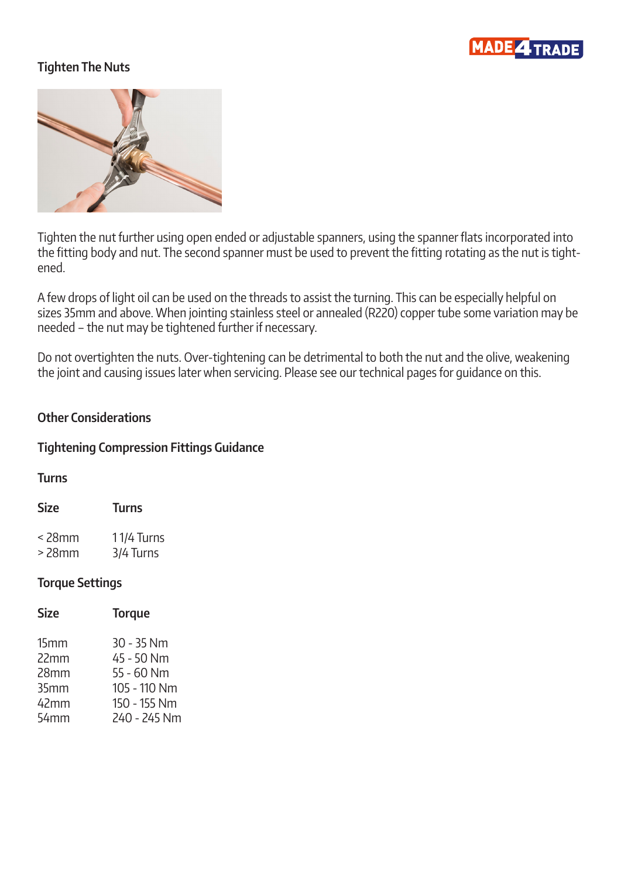## Tighten The Nuts

Tighten the nut further using open ended or adjustable spanners, using the spanner flats incorporated into the fitting body and nut. The second spanner must be used to prevent the fitting rotating as the nut is tightened.

A few drops of light oil can be used on the threads to assist the turning. This can be especially helpful on sizes 35mm and above. When jointing stainless steel or annealed (R220) copper tube some variation may be needed – the nut may be tightened further if necessary.

Do not overtighten the nuts. Over-tightening can be detrimental to both the nut and the olive, weakening the joint and causing issues later when servicing. Please see our technical pages for guidance on this.

## Other Considerations

### Tightening Compression Fittings Guidance

#### Turns

| Size | Turns |
|---|---|
| < 28mm | 1 1/4 Turns |
| > 28mm | 3/4 Turns |

#### Torque Settings

| Size | Torque |
|---|---|
| 15mm | 30 - 35 Nm |
| 22mm | 45 - 50 Nm |
| 28mm | 55 - 60 Nm |
| 35mm | 105 - 110 Nm |
| 42mm | 150 - 155 Nm |
| 54mm | 240 - 245 Nm |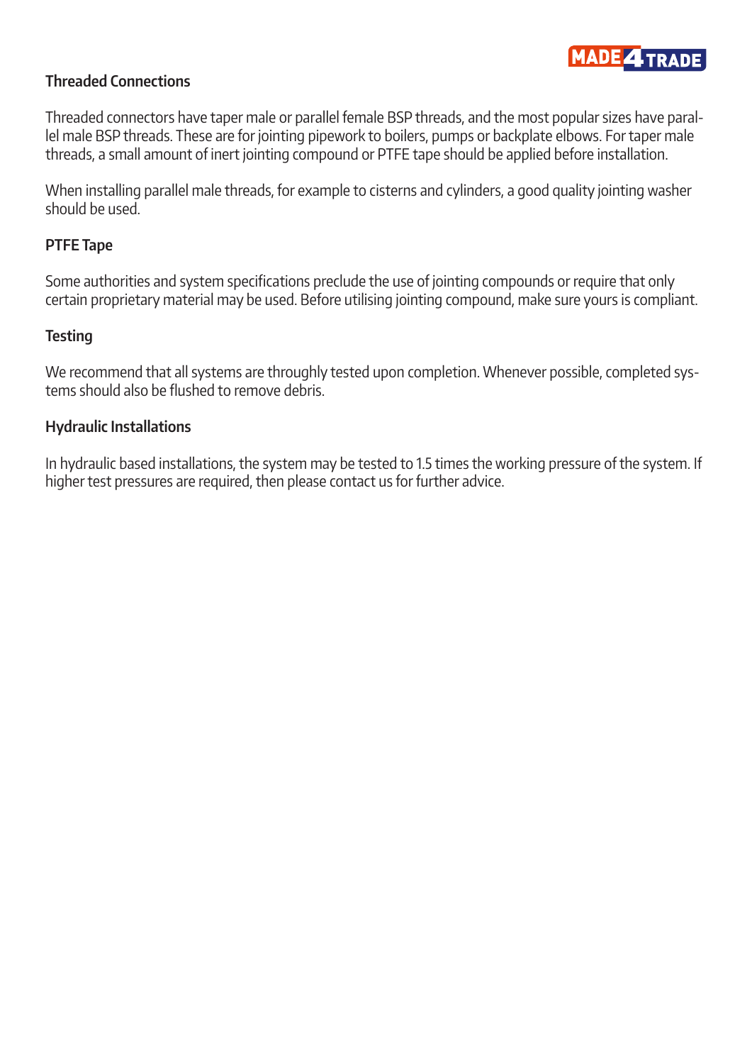### Threaded Connections

Threaded connectors have taper male or parallel female BSP threads, and the most popular sizes have parallel male BSP threads. These are for jointing pipework to boilers, pumps or backplate elbows. For taper male threads, a small amount of inert jointing compound or PTFE tape should be applied before installation.

When installing parallel male threads, for example to cisterns and cylinders, a good quality jointing washer should be used.

### PTFE Tape

Some authorities and system specifications preclude the use of jointing compounds or require that only certain proprietary material may be used. Before utilising jointing compound, make sure yours is compliant.

### Testing

We recommend that all systems are throughly tested upon completion. Whenever possible, completed systems should also be flushed to remove debris.

### Hydraulic Installations

In hydraulic based installations, the system may be tested to 1.5 times the working pressure of the system. If higher test pressures are required, then please contact us for further advice.